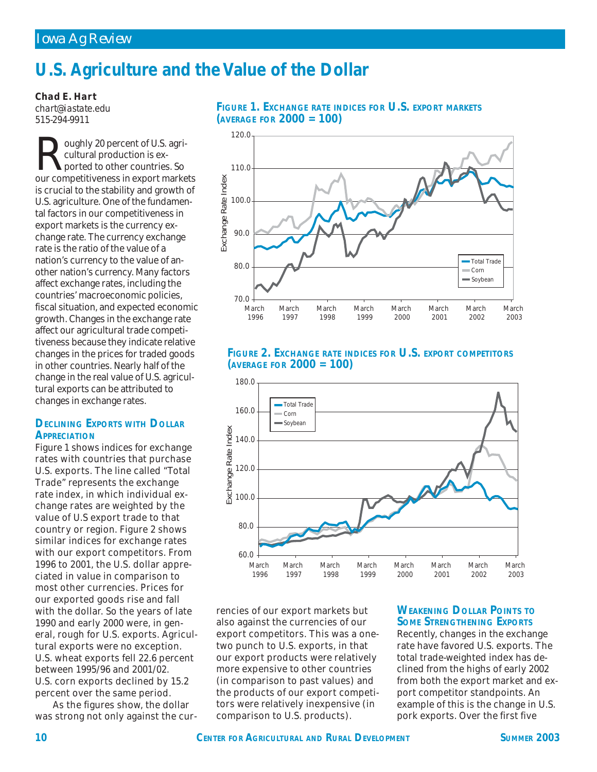# U.S. Agriculture and the Value of the Dollar

**Chad E. Hart**
*chart@iastate.edu*
515-294-9911

Roughly 20 percent of U.S. agricultural production is exported to other countries. So our competitiveness in export markets is crucial to the stability and growth of U.S. agriculture. One of the fundamental factors in our competitiveness in export markets is the currency exchange rate. The currency exchange rate is the ratio of the value of a nation's currency to the value of another nation's currency. Many factors affect exchange rates, including the countries' macroeconomic policies, fiscal situation, and expected economic growth. Changes in the exchange rate affect our agricultural trade competitiveness because they indicate relative changes in the prices for traded goods in other countries. Nearly half of the change in the real value of U.S. agricultural exports can be attributed to changes in exchange rates.

### Declining Exports with Dollar Appreciation

Figure 1 shows indices for exchange rates with countries that purchase U.S. exports. The line called "Total Trade" represents the exchange rate index, in which individual exchange rates are weighted by the value of U.S export trade to that country or region. Figure 2 shows similar indices for exchange rates with our export competitors. From 1996 to 2001, the U.S. dollar appreciated in value in comparison to most other currencies. Prices for our exported goods rise and fall with the dollar. So the years of late 1990 and early 2000 were, in general, rough for U.S. exports. Agricultural exports were no exception. U.S. wheat exports fell 22.6 percent between 1995/96 and 2001/02. U.S. corn exports declined by 15.2 percent over the same period.

As the figures show, the dollar was strong not only against the currencies of our export markets but also against the currencies of our export competitors. This was a one-two punch to U.S. exports, in that our export products were relatively more expensive to other countries (in comparison to past values) and the products of our export competitors were relatively inexpensive (in comparison to U.S. products).

**Figure 1. Exchange rate indices for U.S. export markets (average for 2000 = 100)**

**Figure 2. Exchange rate indices for U.S. export competitors (average for 2000 = 100)**

### Weakening Dollar Points to Some Strengthening Exports

Recently, changes in the exchange rate have favored U.S. exports. The total trade-weighted index has declined from the highs of early 2002 from both the export market and export competitor standpoints. An example of this is the change in U.S. pork exports. Over the first five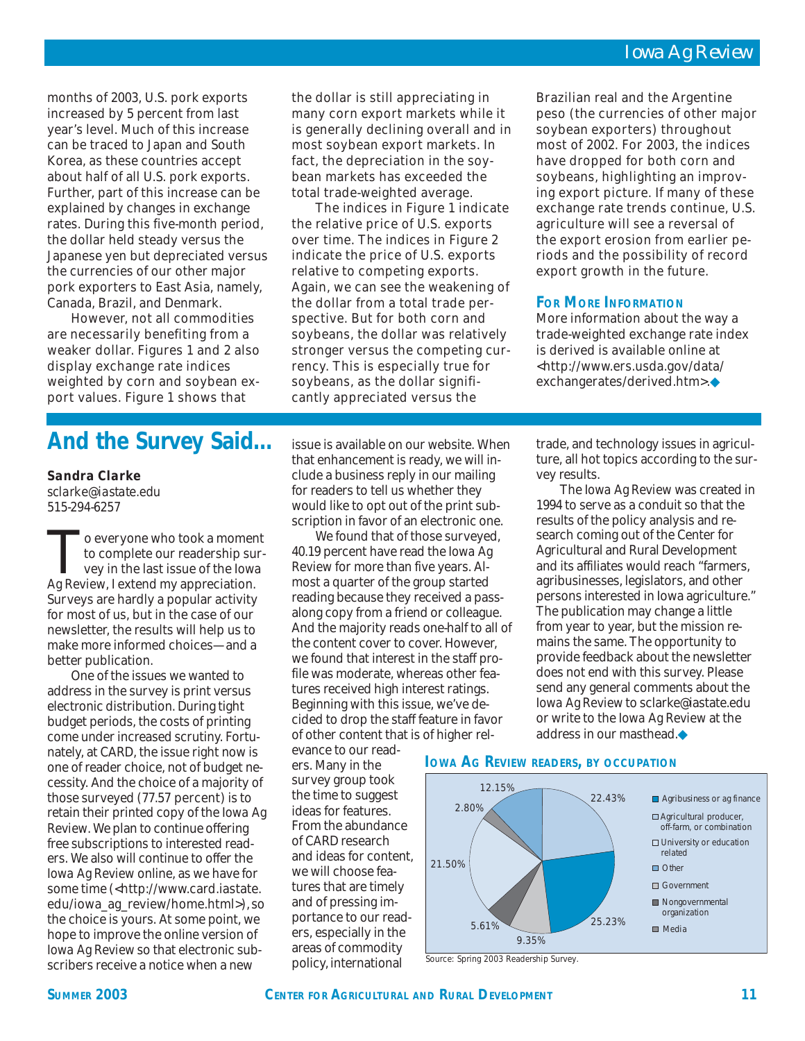months of 2003, U.S. pork exports increased by 5 percent from last year's level. Much of this increase can be traced to Japan and South Korea, as these countries accept about half of all U.S. pork exports. Further, part of this increase can be explained by changes in exchange rates. During this five-month period, the dollar held steady versus the Japanese yen but depreciated versus the currencies of our other major pork exporters to East Asia, namely, Canada, Brazil, and Denmark.

However, not all commodities are necessarily benefiting from a weaker dollar. Figures 1 and 2 also display exchange rate indices weighted by corn and soybean export values. Figure 1 shows that the dollar is still appreciating in many corn export markets while it is generally declining overall and in most soybean export markets. In fact, the depreciation in the soybean markets has exceeded the total trade-weighted average.

The indices in Figure 1 indicate the relative price of U.S. exports over time. The indices in Figure 2 indicate the price of U.S. exports relative to competing exports. Again, we can see the weakening of the dollar from a total trade perspective. But for both corn and soybeans, the dollar was relatively stronger versus the competing currency. This is especially true for soybeans, as the dollar significantly appreciated versus the Brazilian real and the Argentine peso (the currencies of other major soybean exporters) throughout most of 2002. For 2003, the indices have dropped for both corn and soybeans, highlighting an improving export picture. If many of these exchange rate trends continue, U.S. agriculture will see a reversal of the export erosion from earlier periods and the possibility of record export growth in the future.

### For More Information

More information about the way a trade-weighted exchange rate index is derived is available online at <http://www.ers.usda.gov/data/exchangerates/derived.htm>.◆

## And the Survey Said...

**Sandra Clarke**
sclarke@iastate.edu
515-294-6257

To everyone who took a moment to complete our readership survey in the last issue of the Iowa Ag Review, I extend my appreciation. Surveys are hardly a popular activity for most of us, but in the case of our newsletter, the results will help us to make more informed choices—and a better publication.

One of the issues we wanted to address in the survey is print versus electronic distribution. During tight budget periods, the costs of printing come under increased scrutiny. Fortunately, at CARD, the issue right now is one of reader choice, not of budget necessity. And the choice of a majority of those surveyed (77.57 percent) is to retain their printed copy of the Iowa Ag Review. We plan to continue offering free subscriptions to interested readers. We also will continue to offer the Iowa Ag Review online, as we have for some time (<http://www.card.iastate.edu/iowa_ag_review/home.html>), so the choice is yours. At some point, we hope to improve the online version of Iowa Ag Review so that electronic subscribers receive a notice when a new issue is available on our website. When that enhancement is ready, we will include a business reply in our mailing for readers to tell us whether they would like to opt out of the print subscription in favor of an electronic one.

We found that of those surveyed, 40.19 percent have read the Iowa Ag Review for more than five years. Almost a quarter of the group started reading because they received a pass-along copy from a friend or colleague. And the majority reads one-half to all of the content cover to cover. However, we found that interest in the staff profile was moderate, whereas other features received high interest ratings. Beginning with this issue, we've decided to drop the staff feature in favor of other content that is of higher relevance to our readers. Many in the survey group took the time to suggest ideas for features. From the abundance of CARD research and ideas for content, we will choose features that are timely and of pressing importance to our readers, especially in the areas of commodity policy, international trade, and technology issues in agriculture, all hot topics according to the survey results.

The Iowa Ag Review was created in 1994 to serve as a conduit so that the results of the policy analysis and research coming out of the Center for Agricultural and Rural Development and its affiliates would reach "farmers, agribusinesses, legislators, and other persons interested in Iowa agriculture." The publication may change a little from year to year, but the mission remains the same. The opportunity to provide feedback about the newsletter does not end with this survey. Please send any general comments about the Iowa Ag Review to sclarke@iastate.edu or write to the Iowa Ag Review at the address in our masthead.◆

### Iowa Ag Review readers, by occupation

22.43%
25.23%
9.35%
5.61%
21.50%
2.80%
12.15%

Agribusiness or ag finance
Agricultural producer, off-farm, or combination
University or education related
Other
Government
Nongovernmental organization
Media

Source: Spring 2003 Readership Survey.